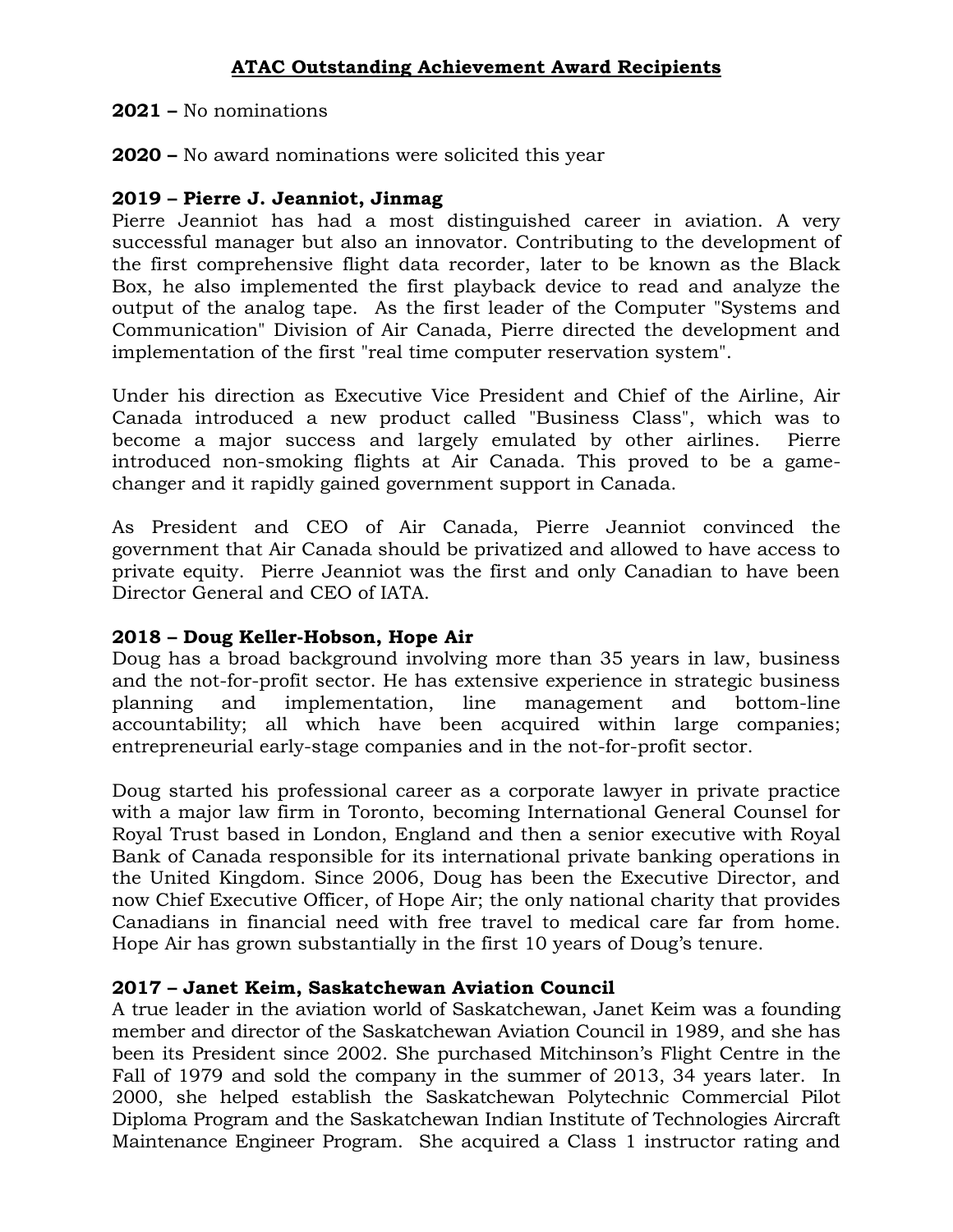# ATAC Outstanding Achievement Award Recipients

**2021 –** No nominations

**2020 –** No award nominations were solicited this year

**2019 – Pierre J. Jeanniot, Jinmag**

Pierre Jeanniot has had a most distinguished career in aviation. A very successful manager but also an innovator. Contributing to the development of the first comprehensive flight data recorder, later to be known as the Black Box, he also implemented the first playback device to read and analyze the output of the analog tape. As the first leader of the Computer "Systems and Communication" Division of Air Canada, Pierre directed the development and implementation of the first "real time computer reservation system".

Under his direction as Executive Vice President and Chief of the Airline, Air Canada introduced a new product called "Business Class", which was to become a major success and largely emulated by other airlines. Pierre introduced non-smoking flights at Air Canada. This proved to be a game-changer and it rapidly gained government support in Canada.

As President and CEO of Air Canada, Pierre Jeanniot convinced the government that Air Canada should be privatized and allowed to have access to private equity. Pierre Jeanniot was the first and only Canadian to have been Director General and CEO of IATA.

**2018 – Doug Keller-Hobson, Hope Air**

Doug has a broad background involving more than 35 years in law, business and the not-for-profit sector. He has extensive experience in strategic business planning and implementation, line management and bottom-line accountability; all which have been acquired within large companies; entrepreneurial early-stage companies and in the not-for-profit sector.

Doug started his professional career as a corporate lawyer in private practice with a major law firm in Toronto, becoming International General Counsel for Royal Trust based in London, England and then a senior executive with Royal Bank of Canada responsible for its international private banking operations in the United Kingdom. Since 2006, Doug has been the Executive Director, and now Chief Executive Officer, of Hope Air; the only national charity that provides Canadians in financial need with free travel to medical care far from home. Hope Air has grown substantially in the first 10 years of Doug's tenure.

**2017 – Janet Keim, Saskatchewan Aviation Council**

A true leader in the aviation world of Saskatchewan, Janet Keim was a founding member and director of the Saskatchewan Aviation Council in 1989, and she has been its President since 2002. She purchased Mitchinson's Flight Centre in the Fall of 1979 and sold the company in the summer of 2013, 34 years later. In 2000, she helped establish the Saskatchewan Polytechnic Commercial Pilot Diploma Program and the Saskatchewan Indian Institute of Technologies Aircraft Maintenance Engineer Program. She acquired a Class 1 instructor rating and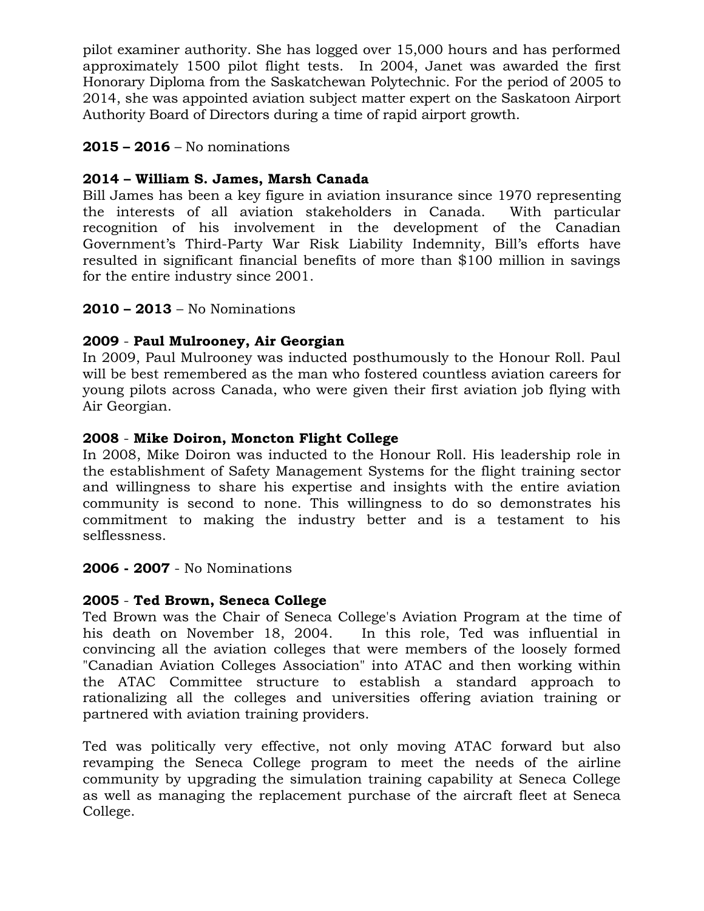pilot examiner authority. She has logged over 15,000 hours and has performed approximately 1500 pilot flight tests. In 2004, Janet was awarded the first Honorary Diploma from the Saskatchewan Polytechnic. For the period of 2005 to 2014, she was appointed aviation subject matter expert on the Saskatoon Airport Authority Board of Directors during a time of rapid airport growth.

**2015 – 2016** – No nominations

**2014 – William S. James, Marsh Canada**
Bill James has been a key figure in aviation insurance since 1970 representing the interests of all aviation stakeholders in Canada. With particular recognition of his involvement in the development of the Canadian Government's Third-Party War Risk Liability Indemnity, Bill's efforts have resulted in significant financial benefits of more than $100 million in savings for the entire industry since 2001.

**2010 – 2013** – No Nominations

**2009** - **Paul Mulrooney, Air Georgian**
In 2009, Paul Mulrooney was inducted posthumously to the Honour Roll. Paul will be best remembered as the man who fostered countless aviation careers for young pilots across Canada, who were given their first aviation job flying with Air Georgian.

**2008** - **Mike Doiron, Moncton Flight College**
In 2008, Mike Doiron was inducted to the Honour Roll. His leadership role in the establishment of Safety Management Systems for the flight training sector and willingness to share his expertise and insights with the entire aviation community is second to none. This willingness to do so demonstrates his commitment to making the industry better and is a testament to his selflessness.

**2006 - 2007** - No Nominations

**2005** - **Ted Brown, Seneca College**
Ted Brown was the Chair of Seneca College's Aviation Program at the time of his death on November 18, 2004. In this role, Ted was influential in convincing all the aviation colleges that were members of the loosely formed "Canadian Aviation Colleges Association" into ATAC and then working within the ATAC Committee structure to establish a standard approach to rationalizing all the colleges and universities offering aviation training or partnered with aviation training providers.

Ted was politically very effective, not only moving ATAC forward but also revamping the Seneca College program to meet the needs of the airline community by upgrading the simulation training capability at Seneca College as well as managing the replacement purchase of the aircraft fleet at Seneca College.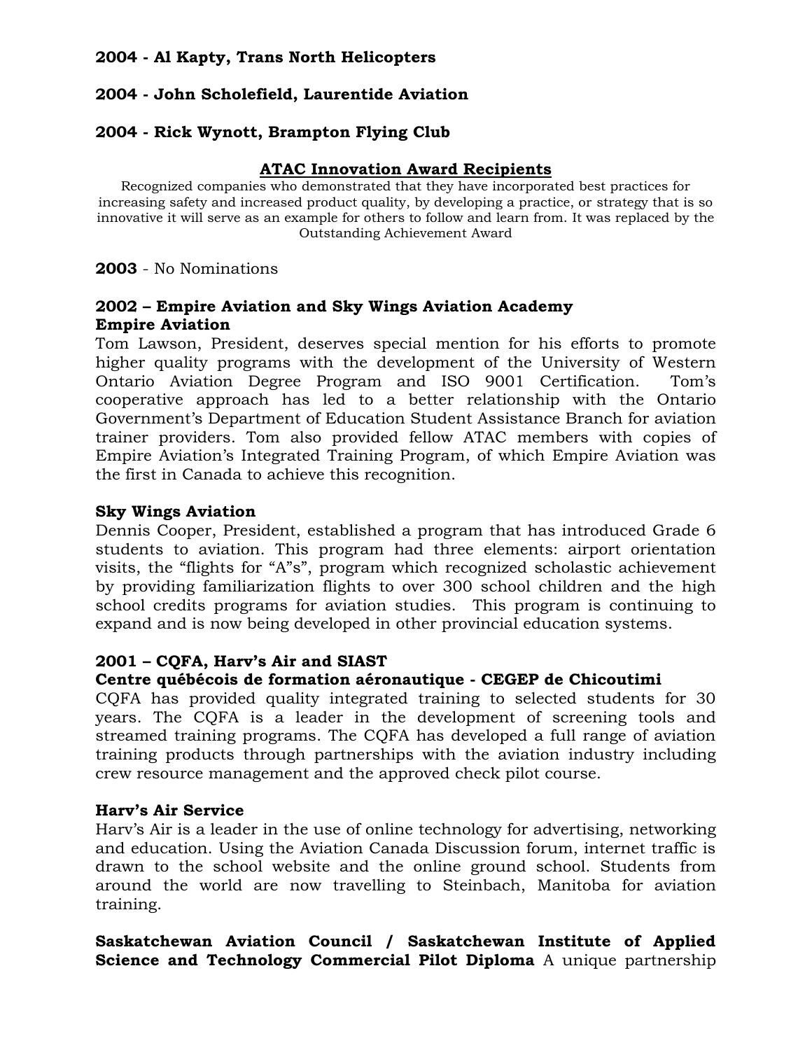**2004 - Al Kapty, Trans North Helicopters**

**2004 - John Scholefield, Laurentide Aviation**

**2004 - Rick Wynott, Brampton Flying Club**

## ATAC Innovation Award Recipients

Recognized companies who demonstrated that they have incorporated best practices for increasing safety and increased product quality, by developing a practice, or strategy that is so innovative it will serve as an example for others to follow and learn from. It was replaced by the Outstanding Achievement Award

**2003** - No Nominations

**2002 – Empire Aviation and Sky Wings Aviation Academy**
**Empire Aviation**
Tom Lawson, President, deserves special mention for his efforts to promote higher quality programs with the development of the University of Western Ontario Aviation Degree Program and ISO 9001 Certification. Tom's cooperative approach has led to a better relationship with the Ontario Government's Department of Education Student Assistance Branch for aviation trainer providers. Tom also provided fellow ATAC members with copies of Empire Aviation's Integrated Training Program, of which Empire Aviation was the first in Canada to achieve this recognition.

**Sky Wings Aviation**
Dennis Cooper, President, established a program that has introduced Grade 6 students to aviation. This program had three elements: airport orientation visits, the "flights for "A"s", program which recognized scholastic achievement by providing familiarization flights to over 300 school children and the high school credits programs for aviation studies. This program is continuing to expand and is now being developed in other provincial education systems.

**2001 – CQFA, Harv's Air and SIAST**
**Centre québécois de formation aéronautique - CEGEP de Chicoutimi**
CQFA has provided quality integrated training to selected students for 30 years. The CQFA is a leader in the development of screening tools and streamed training programs. The CQFA has developed a full range of aviation training products through partnerships with the aviation industry including crew resource management and the approved check pilot course.

**Harv's Air Service**
Harv's Air is a leader in the use of online technology for advertising, networking and education. Using the Aviation Canada Discussion forum, internet traffic is drawn to the school website and the online ground school. Students from around the world are now travelling to Steinbach, Manitoba for aviation training.

**Saskatchewan Aviation Council / Saskatchewan Institute of Applied Science and Technology Commercial Pilot Diploma** A unique partnership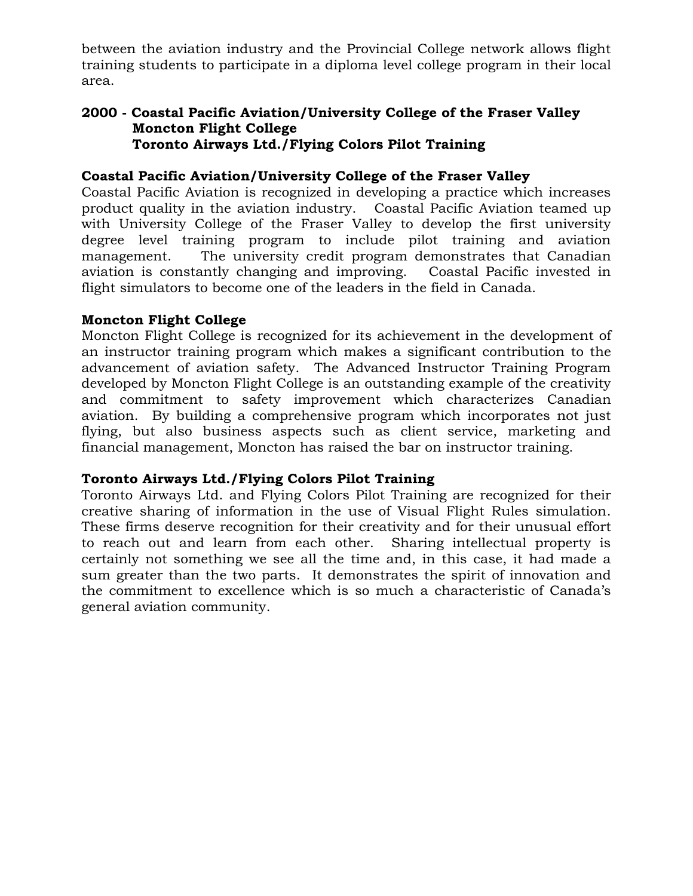between the aviation industry and the Provincial College network allows flight training students to participate in a diploma level college program in their local area.

**2000 - Coastal Pacific Aviation/University College of the Fraser Valley**
**Moncton Flight College**
**Toronto Airways Ltd./Flying Colors Pilot Training**

**Coastal Pacific Aviation/University College of the Fraser Valley**
Coastal Pacific Aviation is recognized in developing a practice which increases product quality in the aviation industry. Coastal Pacific Aviation teamed up with University College of the Fraser Valley to develop the first university degree level training program to include pilot training and aviation management. The university credit program demonstrates that Canadian aviation is constantly changing and improving. Coastal Pacific invested in flight simulators to become one of the leaders in the field in Canada.

**Moncton Flight College**
Moncton Flight College is recognized for its achievement in the development of an instructor training program which makes a significant contribution to the advancement of aviation safety. The Advanced Instructor Training Program developed by Moncton Flight College is an outstanding example of the creativity and commitment to safety improvement which characterizes Canadian aviation. By building a comprehensive program which incorporates not just flying, but also business aspects such as client service, marketing and financial management, Moncton has raised the bar on instructor training.

**Toronto Airways Ltd./Flying Colors Pilot Training**
Toronto Airways Ltd. and Flying Colors Pilot Training are recognized for their creative sharing of information in the use of Visual Flight Rules simulation. These firms deserve recognition for their creativity and for their unusual effort to reach out and learn from each other. Sharing intellectual property is certainly not something we see all the time and, in this case, it had made a sum greater than the two parts. It demonstrates the spirit of innovation and the commitment to excellence which is so much a characteristic of Canada's general aviation community.